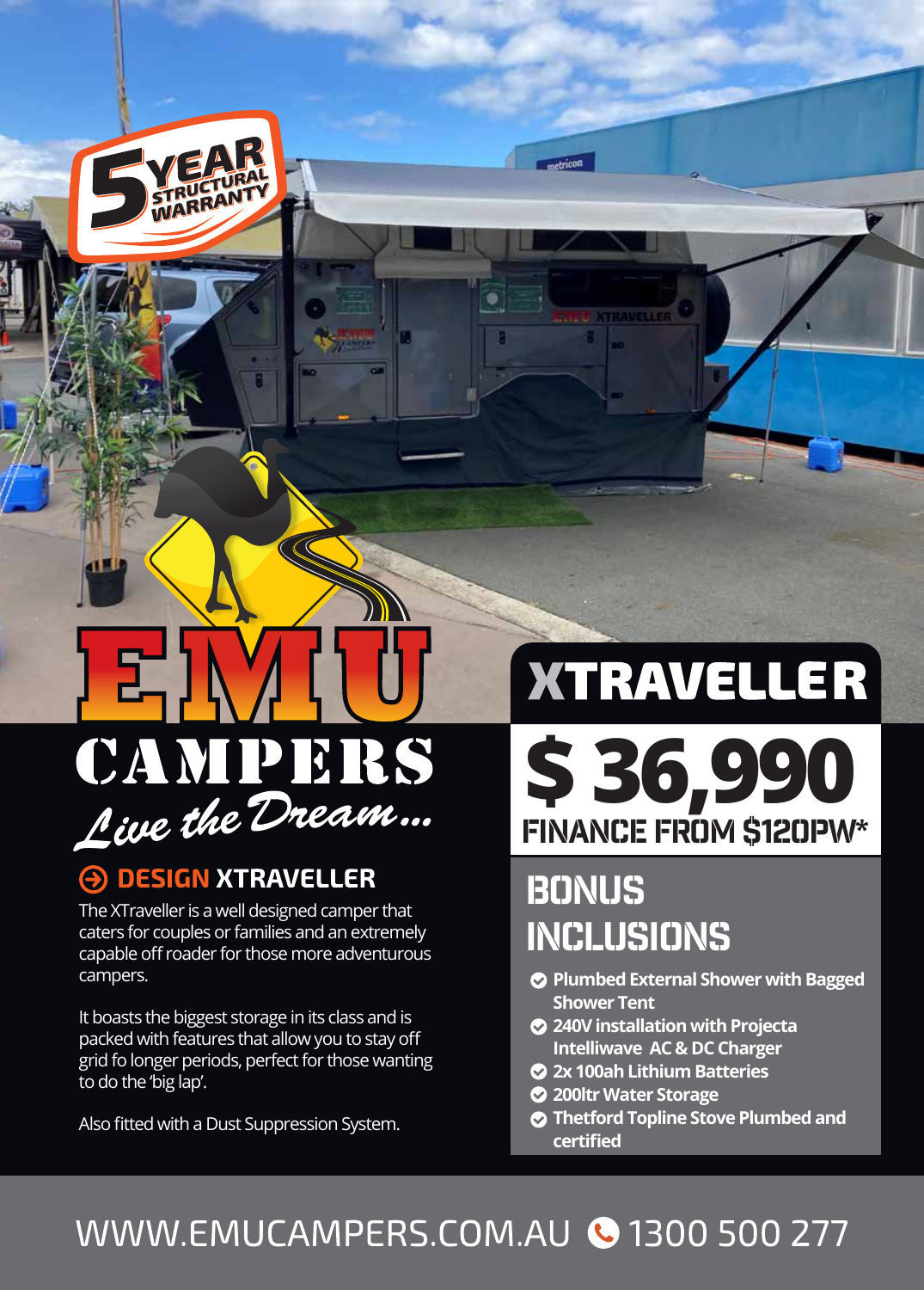5 YEAR STRUCTURAL WARRANTY

# EMU CAMPERS

*Live the Dream...*

## DESIGN XTRAVELLER

The XTraveller is a well designed camper that caters for couples or families and an extremely capable off roader for those more adventurous campers.

It boasts the biggest storage in its class and is packed with features that allow you to stay off grid fo longer periods, perfect for those wanting to do the 'big lap'.

Also fitted with a Dust Suppression System.

## XTRAVELLER

# $ 36,990

**FINANCE FROM $120PW***

## BONUS INCLUSIONS

- Plumbed External Shower with Bagged Shower Tent
- 240V installation with Projecta Intelliwave AC & DC Charger
- 2x 100ah Lithium Batteries
- 200ltr Water Storage
- Thetford Topline Stove Plumbed and certified

WWW.EMUCAMPERS.COM.AU 1300 500 277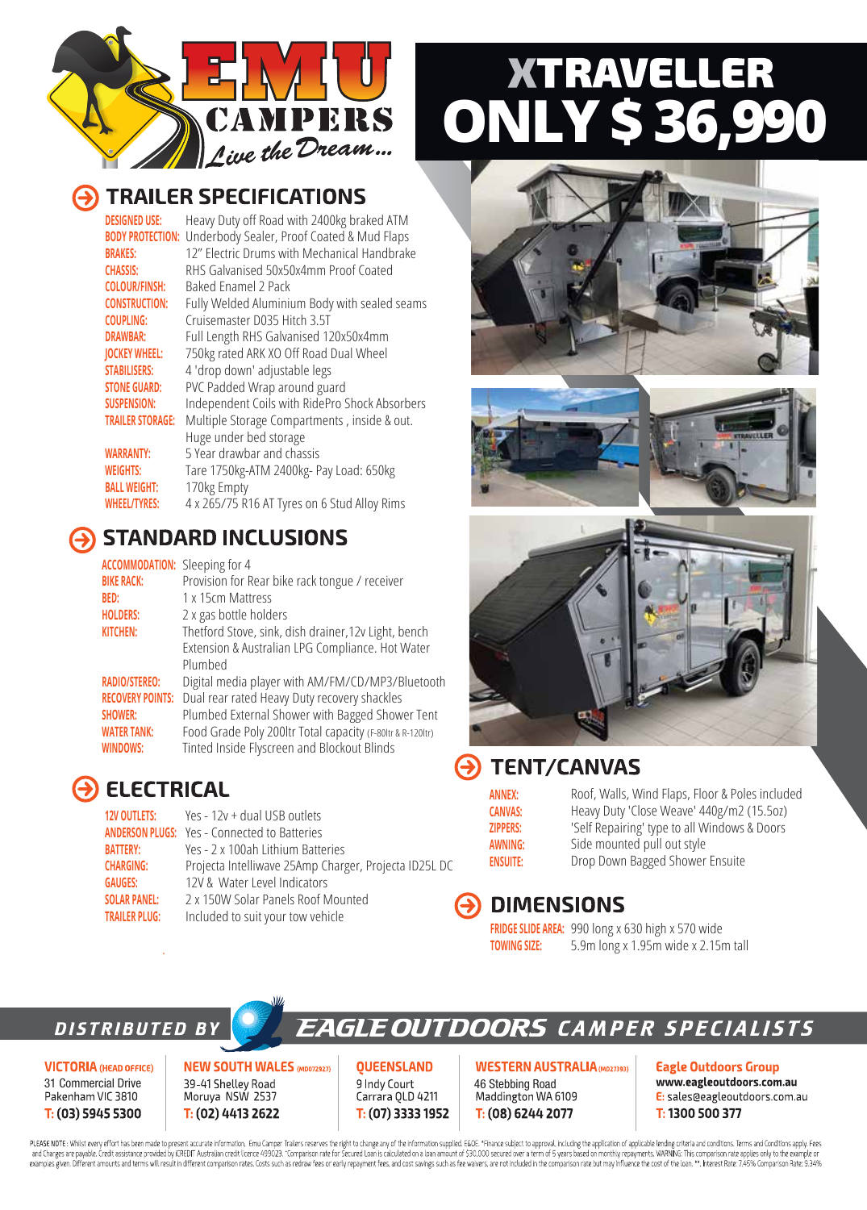EMU CAMPERS

*Live the Dream...*

# XTRAVELLER ONLY $ 36,990

## TRAILER SPECIFICATIONS

| | |
|---|---|
| DESIGNED USE: | Heavy Duty off Road with 2400kg braked ATM |
| BODY PROTECTION: | Underbody Sealer, Proof Coated & Mud Flaps |
| BRAKES: | 12" Electric Drums with Mechanical Handbrake |
| CHASSIS: | RHS Galvanised 50x50x4mm Proof Coated |
| COLOUR/FINISH: | Baked Enamel 2 Pack |
| CONSTRUCTION: | Fully Welded Aluminium Body with sealed seams |
| COUPLING: | Cruisemaster D035 Hitch 3.5T |
| DRAWBAR: | Full Length RHS Galvanised 120x50x4mm |
| JOCKEY WHEEL: | 750kg rated ARK XO Off Road Dual Wheel |
| STABILISERS: | 4 'drop down' adjustable legs |
| STONE GUARD: | PVC Padded Wrap around guard |
| SUSPENSION: | Independent Coils with RidePro Shock Absorbers |
| TRAILER STORAGE: | Multiple Storage Compartments , inside & out. Huge under bed storage |
| WARRANTY: | 5 Year drawbar and chassis |
| WEIGHTS: | Tare 1750kg-ATM 2400kg- Pay Load: 650kg |
| BALL WEIGHT: | 170kg Empty |
| WHEEL/TYRES: | 4 x 265/75 R16 AT Tyres on 6 Stud Alloy Rims |

## STANDARD INCLUSIONS

| | |
|---|---|
| ACCOMMODATION: | Sleeping for 4 |
| BIKE RACK: | Provision for Rear bike rack tongue / receiver |
| BED: | 1 x 15cm Mattress |
| HOLDERS: | 2 x gas bottle holders |
| KITCHEN: | Thetford Stove, sink, dish drainer,12v Light, bench Extension & Australian LPG Compliance. Hot Water Plumbed |
| RADIO/STEREO: | Digital media player with AM/FM/CD/MP3/Bluetooth |
| RECOVERY POINTS: | Dual rear rated Heavy Duty recovery shackles |
| SHOWER: | Plumbed External Shower with Bagged Shower Tent |
| WATER TANK: | Food Grade Poly 200ltr Total capacity (F-80ltr & R-120ltr) |
| WINDOWS: | Tinted Inside Flyscreen and Blockout Blinds |

## ELECTRICAL

| | |
|---|---|
| 12V OUTLETS: | Yes - 12v + dual USB outlets |
| ANDERSON PLUGS: | Yes - Connected to Batteries |
| BATTERY: | Yes - 2 x 100ah Lithium Batteries |
| CHARGING: | Projecta Intelliwave 25Amp Charger, Projecta ID25L DC |
| GAUGES: | 12V & Water Level Indicators |
| SOLAR PANEL: | 2 x 150W Solar Panels Roof Mounted |
| TRAILER PLUG: | Included to suit your tow vehicle |

## TENT/CANVAS

| | |
|---|---|
| ANNEX: | Roof, Walls, Wind Flaps, Floor & Poles included |
| CANVAS: | Heavy Duty 'Close Weave' 440g/m2 (15.5oz) |
| ZIPPERS: | 'Self Repairing' type to all Windows & Doors |
| AWNING: | Side mounted pull out style |
| ENSUITE: | Drop Down Bagged Shower Ensuite |

## DIMENSIONS

| | |
|---|---|
| FRIDGE SLIDE AREA: | 990 long x 630 high x 570 wide |
| TOWING SIZE: | 5.9m long x 1.95m wide x 2.15m tall |

DISTRIBUTED BY EAGLE OUTDOORS CAMPER SPECIALISTS

**VICTORIA (HEAD OFFICE)**
31 Commercial Drive
Pakenham VIC 3810
T: (03) 5945 5300

**NEW SOUTH WALES (MD072927)**
39-41 Shelley Road
Moruya NSW 2537
T: (02) 4413 2622

**QUEENSLAND**
9 Indy Court
Carrara QLD 4211
T: (07) 3333 1952

**WESTERN AUSTRALIA (MD27393)**
46 Stebbing Road
Maddington WA 6109
T: (08) 6244 2077

**Eagle Outdoors Group**
www.eagleoutdoors.com.au
E: sales@eagleoutdoors.com.au
T: 1300 500 377

PLEASE NOTE : Whilst every effort has been made to present accurate information, Emu Camper Trailers reserves the right to change any of the information supplied. E&OE. *Finance subject to approval, including the application of applicable lending criteria and conditions. Terms and Conditions apply. Fees and Charges are payable. Credit assistance provided by ICREDIT Australian credit licence 499023. "Comparison rate for Secured Loan is calculated on a loan amount of $30,000 secured over a term of 5 years based on monthly repayments. WARNING: This comparison rate applies only to the example or examples given. Different amounts and terms will result in different comparison rates. Costs such as redraw fees or early repayment fees, and cost savings such as fee waivers, are not included in the comparison rate but may influence the cost of the loan. **. Interest Rate: 7.45% Comparison Rate: 9.34%